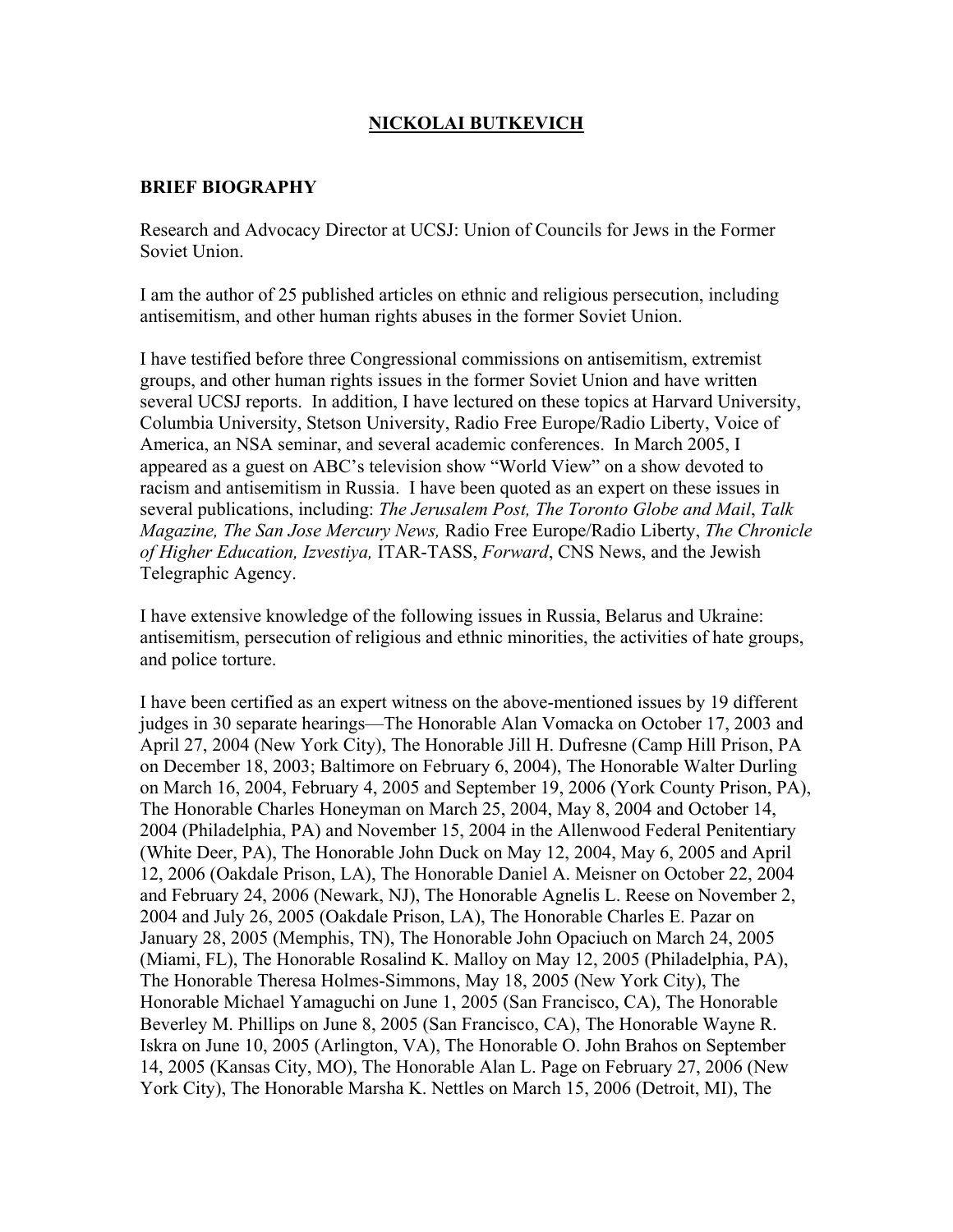# NICKOLAI BUTKEVICH

## BRIEF BIOGRAPHY

Research and Advocacy Director at UCSJ: Union of Councils for Jews in the Former Soviet Union.

I am the author of 25 published articles on ethnic and religious persecution, including antisemitism, and other human rights abuses in the former Soviet Union.

I have testified before three Congressional commissions on antisemitism, extremist groups, and other human rights issues in the former Soviet Union and have written several UCSJ reports. In addition, I have lectured on these topics at Harvard University, Columbia University, Stetson University, Radio Free Europe/Radio Liberty, Voice of America, an NSA seminar, and several academic conferences. In March 2005, I appeared as a guest on ABC's television show "World View" on a show devoted to racism and antisemitism in Russia. I have been quoted as an expert on these issues in several publications, including: *The Jerusalem Post, The Toronto Globe and Mail*, *Talk Magazine, The San Jose Mercury News,* Radio Free Europe/Radio Liberty, *The Chronicle of Higher Education, Izvestiya,* ITAR-TASS, *Forward*, CNS News, and the Jewish Telegraphic Agency.

I have extensive knowledge of the following issues in Russia, Belarus and Ukraine: antisemitism, persecution of religious and ethnic minorities, the activities of hate groups, and police torture.

I have been certified as an expert witness on the above-mentioned issues by 19 different judges in 30 separate hearings—The Honorable Alan Vomacka on October 17, 2003 and April 27, 2004 (New York City), The Honorable Jill H. Dufresne (Camp Hill Prison, PA on December 18, 2003; Baltimore on February 6, 2004), The Honorable Walter Durling on March 16, 2004, February 4, 2005 and September 19, 2006 (York County Prison, PA), The Honorable Charles Honeyman on March 25, 2004, May 8, 2004 and October 14, 2004 (Philadelphia, PA) and November 15, 2004 in the Allenwood Federal Penitentiary (White Deer, PA), The Honorable John Duck on May 12, 2004, May 6, 2005 and April 12, 2006 (Oakdale Prison, LA), The Honorable Daniel A. Meisner on October 22, 2004 and February 24, 2006 (Newark, NJ), The Honorable Agnelis L. Reese on November 2, 2004 and July 26, 2005 (Oakdale Prison, LA), The Honorable Charles E. Pazar on January 28, 2005 (Memphis, TN), The Honorable John Opaciuch on March 24, 2005 (Miami, FL), The Honorable Rosalind K. Malloy on May 12, 2005 (Philadelphia, PA), The Honorable Theresa Holmes-Simmons, May 18, 2005 (New York City), The Honorable Michael Yamaguchi on June 1, 2005 (San Francisco, CA), The Honorable Beverley M. Phillips on June 8, 2005 (San Francisco, CA), The Honorable Wayne R. Iskra on June 10, 2005 (Arlington, VA), The Honorable O. John Brahos on September 14, 2005 (Kansas City, MO), The Honorable Alan L. Page on February 27, 2006 (New York City), The Honorable Marsha K. Nettles on March 15, 2006 (Detroit, MI), The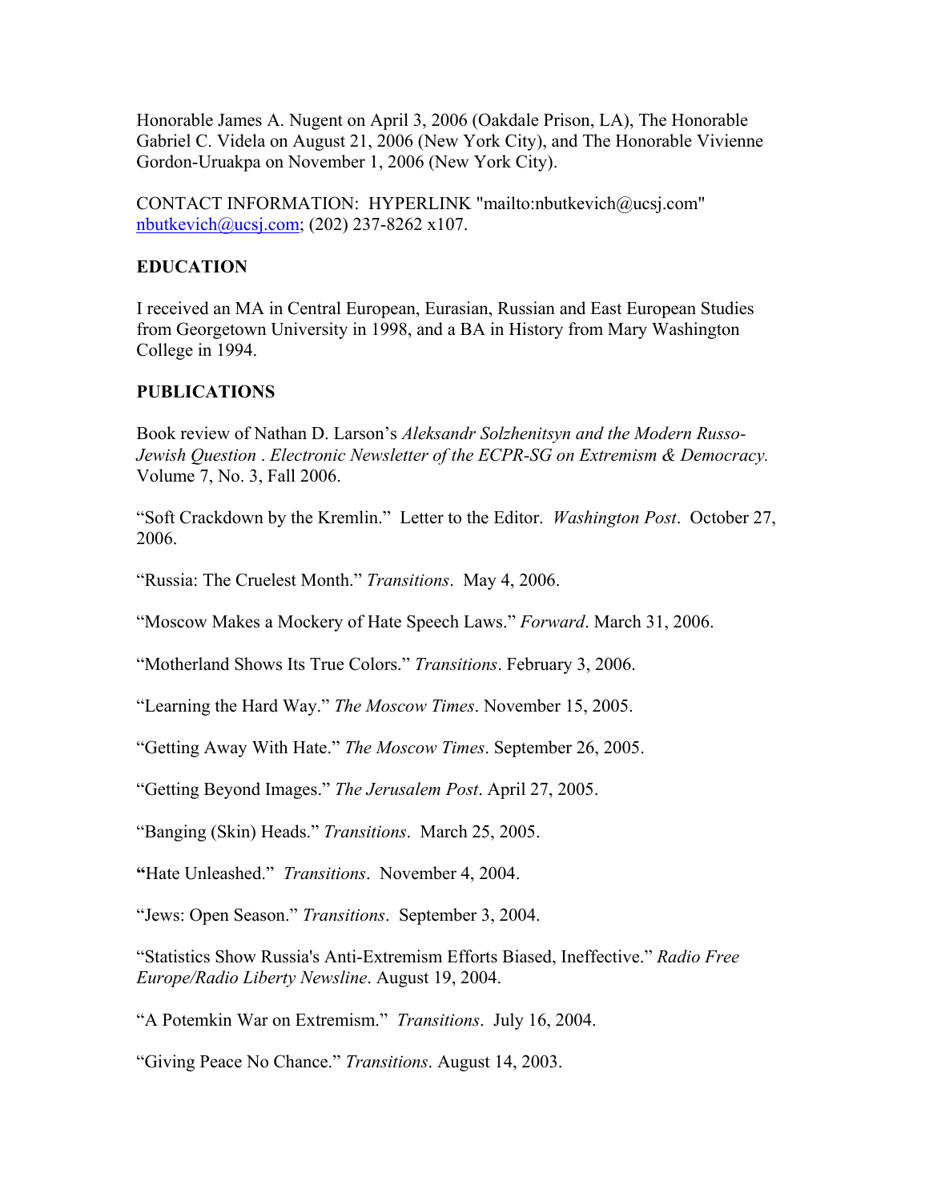Honorable James A. Nugent on April 3, 2006 (Oakdale Prison, LA), The Honorable Gabriel C. Videla on August 21, 2006 (New York City), and The Honorable Vivienne Gordon-Uruakpa on November 1, 2006 (New York City).

CONTACT INFORMATION: HYPERLINK "mailto:nbutkevich@ucsj.com" nbutkevich@ucsj.com; (202) 237-8262 x107.

**EDUCATION**

I received an MA in Central European, Eurasian, Russian and East European Studies from Georgetown University in 1998, and a BA in History from Mary Washington College in 1994.

**PUBLICATIONS**

Book review of Nathan D. Larson's *Aleksandr Solzhenitsyn and the Modern Russo-Jewish Question* . *Electronic Newsletter of the ECPR-SG on Extremism & Democracy.* Volume 7, No. 3, Fall 2006.

"Soft Crackdown by the Kremlin." Letter to the Editor. *Washington Post*. October 27, 2006.

"Russia: The Cruelest Month." *Transitions*. May 4, 2006.

"Moscow Makes a Mockery of Hate Speech Laws." *Forward*. March 31, 2006.

"Motherland Shows Its True Colors." *Transitions*. February 3, 2006.

"Learning the Hard Way." *The Moscow Times*. November 15, 2005.

"Getting Away With Hate." *The Moscow Times*. September 26, 2005.

"Getting Beyond Images." *The Jerusalem Post*. April 27, 2005.

"Banging (Skin) Heads." *Transitions*. March 25, 2005.

**"**Hate Unleashed." *Transitions*. November 4, 2004.

"Jews: Open Season." *Transitions*. September 3, 2004.

"Statistics Show Russia's Anti-Extremism Efforts Biased, Ineffective." *Radio Free Europe/Radio Liberty Newsline*. August 19, 2004.

"A Potemkin War on Extremism." *Transitions*. July 16, 2004.

"Giving Peace No Chance." *Transitions*. August 14, 2003.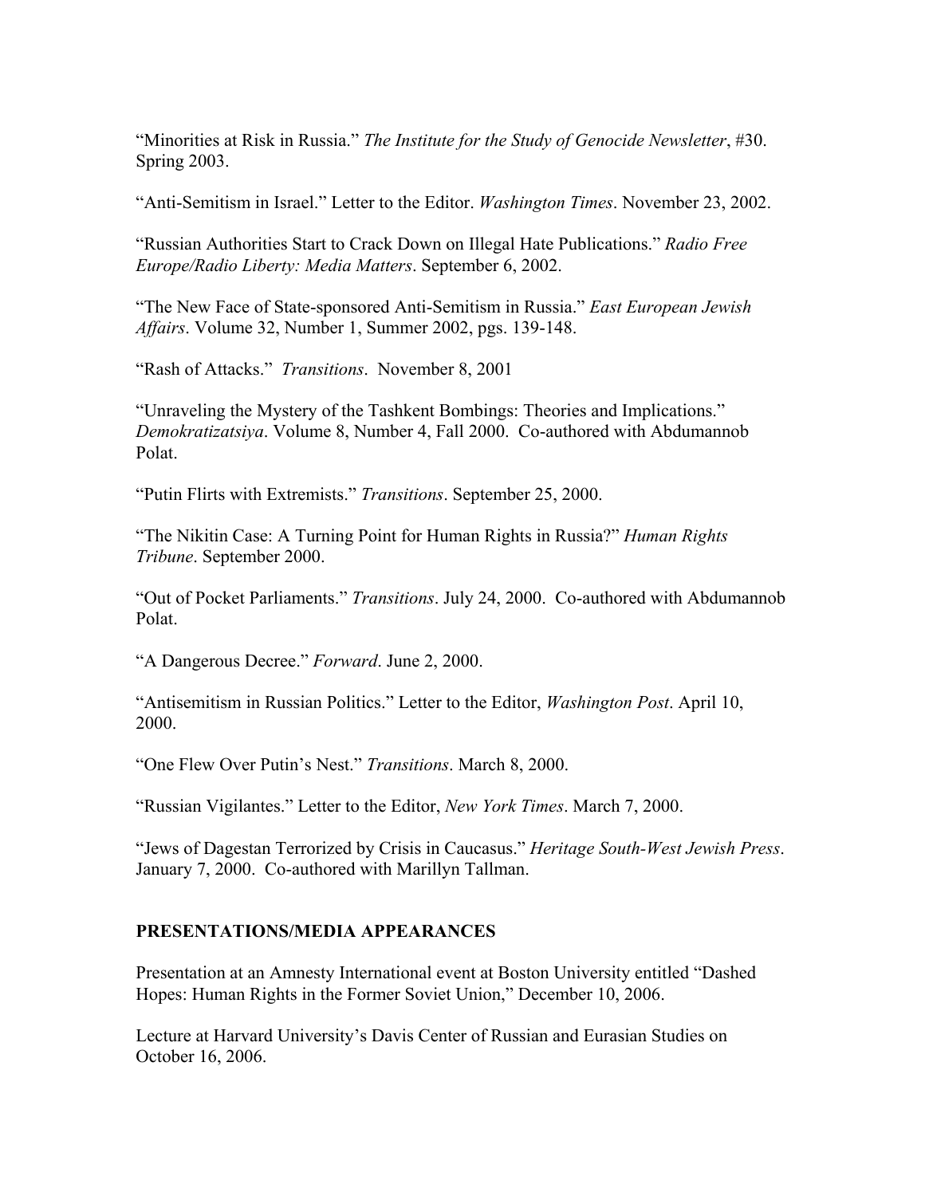“Minorities at Risk in Russia.” *The Institute for the Study of Genocide Newsletter*, #30. Spring 2003.

“Anti-Semitism in Israel.” Letter to the Editor. *Washington Times*. November 23, 2002.

“Russian Authorities Start to Crack Down on Illegal Hate Publications.” *Radio Free Europe/Radio Liberty: Media Matters*. September 6, 2002.

“The New Face of State-sponsored Anti-Semitism in Russia.” *East European Jewish Affairs*. Volume 32, Number 1, Summer 2002, pgs. 139-148.

“Rash of Attacks.” *Transitions*. November 8, 2001

“Unraveling the Mystery of the Tashkent Bombings: Theories and Implications.” *Demokratizatsiya*. Volume 8, Number 4, Fall 2000. Co-authored with Abdumannob Polat.

“Putin Flirts with Extremists.” *Transitions*. September 25, 2000.

“The Nikitin Case: A Turning Point for Human Rights in Russia?” *Human Rights Tribune*. September 2000.

“Out of Pocket Parliaments.” *Transitions*. July 24, 2000. Co-authored with Abdumannob Polat.

“A Dangerous Decree.” *Forward*. June 2, 2000.

“Antisemitism in Russian Politics.” Letter to the Editor, *Washington Post*. April 10, 2000.

“One Flew Over Putin’s Nest.” *Transitions*. March 8, 2000.

“Russian Vigilantes.” Letter to the Editor, *New York Times*. March 7, 2000.

“Jews of Dagestan Terrorized by Crisis in Caucasus.” *Heritage South-West Jewish Press*. January 7, 2000. Co-authored with Marillyn Tallman.

**PRESENTATIONS/MEDIA APPEARANCES**

Presentation at an Amnesty International event at Boston University entitled “Dashed Hopes: Human Rights in the Former Soviet Union,” December 10, 2006.

Lecture at Harvard University’s Davis Center of Russian and Eurasian Studies on October 16, 2006.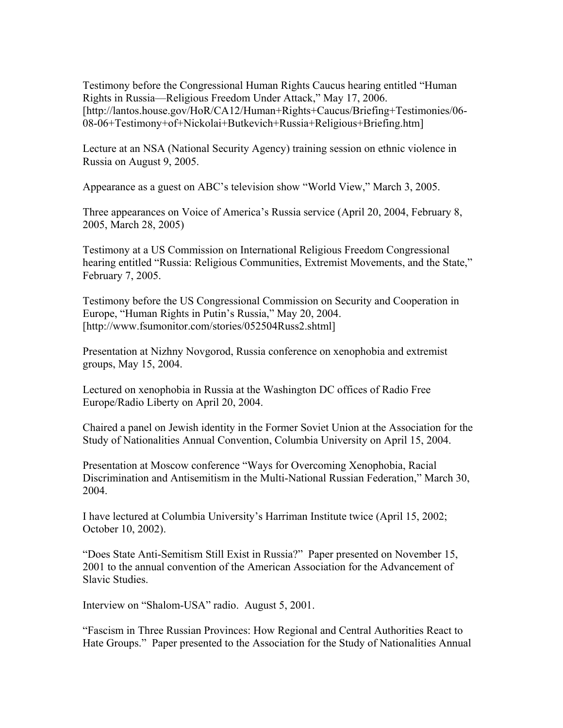Testimony before the Congressional Human Rights Caucus hearing entitled "Human Rights in Russia—Religious Freedom Under Attack," May 17, 2006. [http://lantos.house.gov/HoR/CA12/Human+Rights+Caucus/Briefing+Testimonies/06-08-06+Testimony+of+Nickolai+Butkevich+Russia+Religious+Briefing.htm]

Lecture at an NSA (National Security Agency) training session on ethnic violence in Russia on August 9, 2005.

Appearance as a guest on ABC's television show "World View," March 3, 2005.

Three appearances on Voice of America's Russia service (April 20, 2004, February 8, 2005, March 28, 2005)

Testimony at a US Commission on International Religious Freedom Congressional hearing entitled "Russia: Religious Communities, Extremist Movements, and the State," February 7, 2005.

Testimony before the US Congressional Commission on Security and Cooperation in Europe, "Human Rights in Putin's Russia," May 20, 2004. [http://www.fsumonitor.com/stories/052504Russ2.shtml]

Presentation at Nizhny Novgorod, Russia conference on xenophobia and extremist groups, May 15, 2004.

Lectured on xenophobia in Russia at the Washington DC offices of Radio Free Europe/Radio Liberty on April 20, 2004.

Chaired a panel on Jewish identity in the Former Soviet Union at the Association for the Study of Nationalities Annual Convention, Columbia University on April 15, 2004.

Presentation at Moscow conference "Ways for Overcoming Xenophobia, Racial Discrimination and Antisemitism in the Multi-National Russian Federation," March 30, 2004.

I have lectured at Columbia University's Harriman Institute twice (April 15, 2002; October 10, 2002).

"Does State Anti-Semitism Still Exist in Russia?" Paper presented on November 15, 2001 to the annual convention of the American Association for the Advancement of Slavic Studies.

Interview on "Shalom-USA" radio. August 5, 2001.

"Fascism in Three Russian Provinces: How Regional and Central Authorities React to Hate Groups." Paper presented to the Association for the Study of Nationalities Annual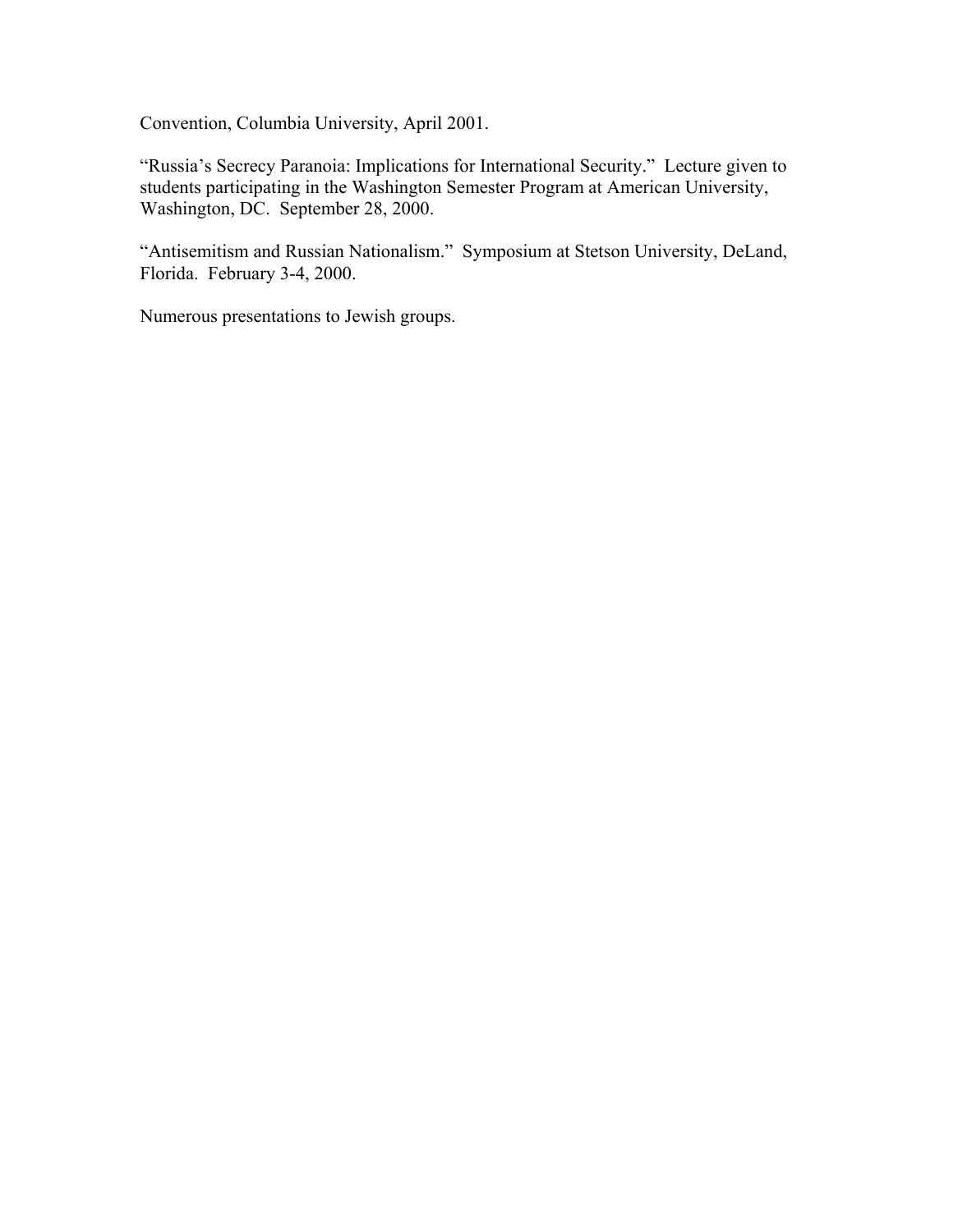Convention, Columbia University, April 2001.

"Russia's Secrecy Paranoia: Implications for International Security." Lecture given to students participating in the Washington Semester Program at American University, Washington, DC. September 28, 2000.

"Antisemitism and Russian Nationalism." Symposium at Stetson University, DeLand, Florida. February 3-4, 2000.

Numerous presentations to Jewish groups.